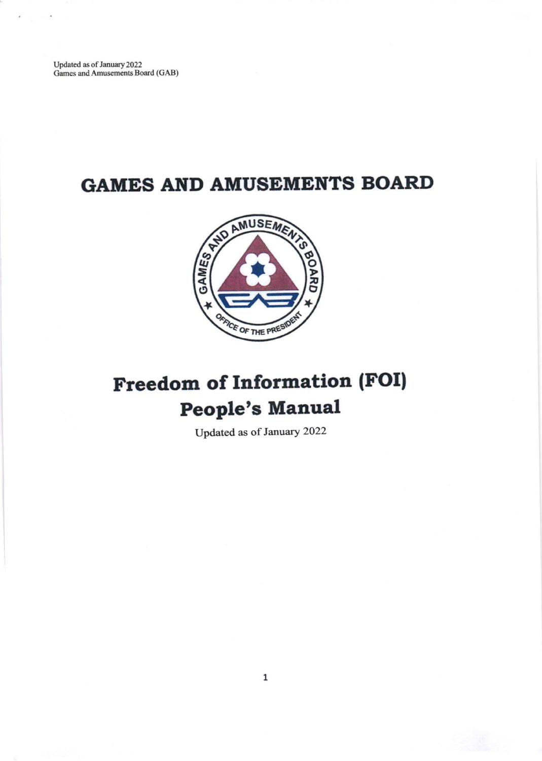Updated as of January 2022
Games and Amusements Board (GAB)

# GAMES AND AMUSEMENTS BOARD

# Freedom of Information (FOI) People's Manual

Updated as of January 2022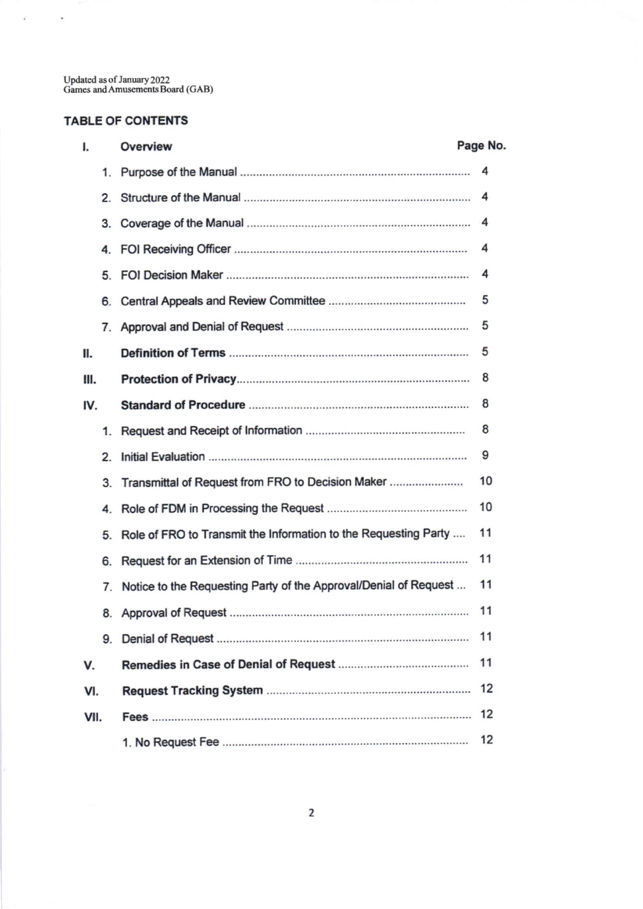Updated as of January 2022
Games and Amusements Board (GAB)

## TABLE OF CONTENTS

| | | Page No. |
|---|---|---|
| **I.** | **Overview** | |
| | 1. Purpose of the Manual | 4 |
| | 2. Structure of the Manual | 4 |
| | 3. Coverage of the Manual | 4 |
| | 4. FOI Receiving Officer | 4 |
| | 5. FOI Decision Maker | 4 |
| | 6. Central Appeals and Review Committee | 5 |
| | 7. Approval and Denial of Request | 5 |
| **II.** | **Definition of Terms** | 5 |
| **III.** | **Protection of Privacy** | 8 |
| **IV.** | **Standard of Procedure** | 8 |
| | 1. Request and Receipt of Information | 8 |
| | 2. Initial Evaluation | 9 |
| | 3. Transmittal of Request from FRO to Decision Maker | 10 |
| | 4. Role of FDM in Processing the Request | 10 |
| | 5. Role of FRO to Transmit the Information to the Requesting Party | 11 |
| | 6. Request for an Extension of Time | 11 |
| | 7. Notice to the Requesting Party of the Approval/Denial of Request | 11 |
| | 8. Approval of Request | 11 |
| | 9. Denial of Request | 11 |
| **V.** | **Remedies in Case of Denial of Request** | 11 |
| **VI.** | **Request Tracking System** | 12 |
| **VII.** | **Fees** | 12 |
| | 1. No Request Fee | 12 |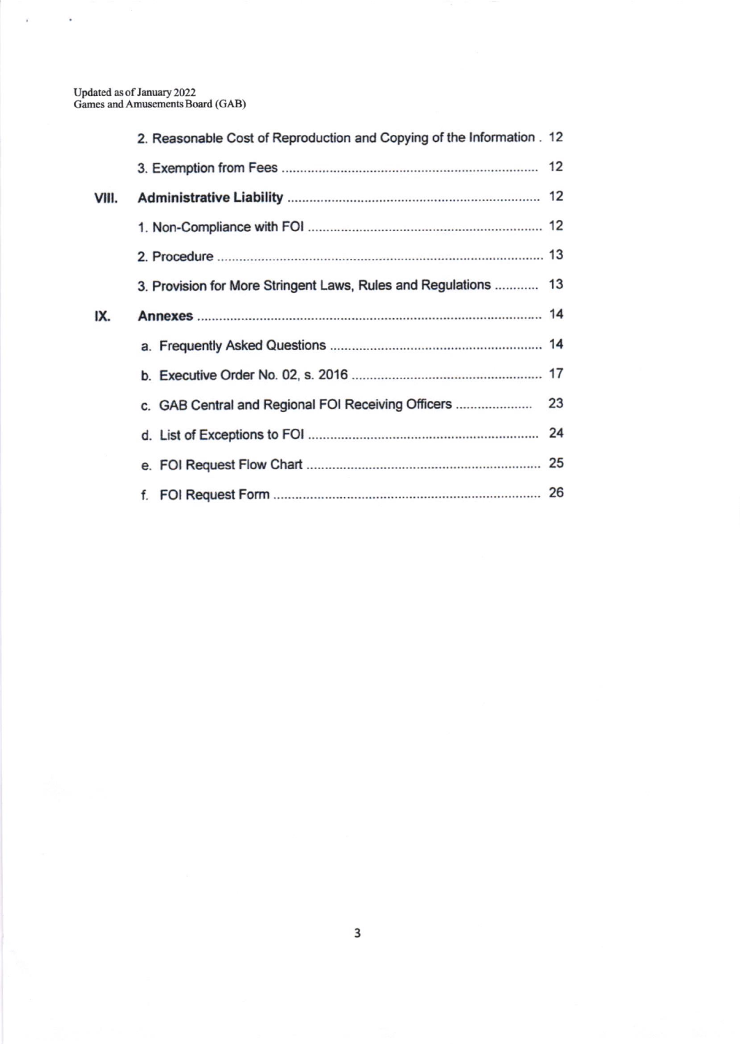| | | |
|---|---|---|
| | 2. Reasonable Cost of Reproduction and Copying of the Information | 12 |
| | 3. Exemption from Fees | 12 |
| **VIII.** | **Administrative Liability** | 12 |
| | 1. Non-Compliance with FOI | 12 |
| | 2. Procedure | 13 |
| | 3. Provision for More Stringent Laws, Rules and Regulations | 13 |
| **IX.** | **Annexes** | 14 |
| | a. Frequently Asked Questions | 14 |
| | b. Executive Order No. 02, s. 2016 | 17 |
| | c. GAB Central and Regional FOI Receiving Officers | 23 |
| | d. List of Exceptions to FOI | 24 |
| | e. FOI Request Flow Chart | 25 |
| | f. FOI Request Form | 26 |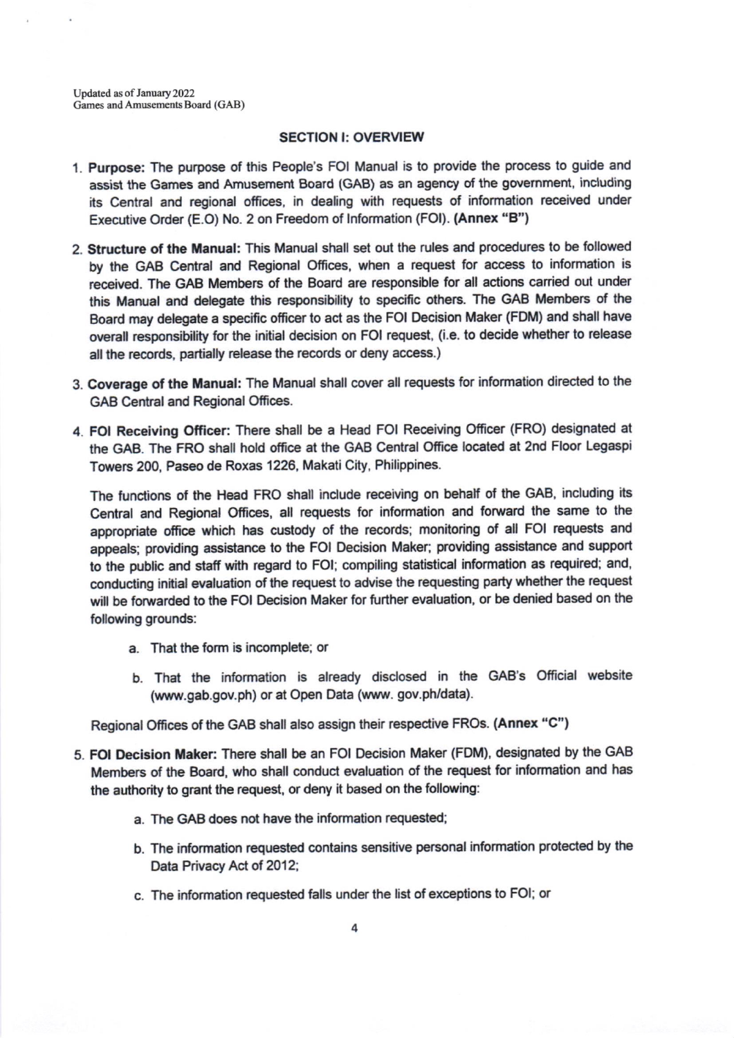Updated as of January 2022
Games and Amusements Board (GAB)

## SECTION I: OVERVIEW

1. **Purpose:** The purpose of this People's FOI Manual is to provide the process to guide and assist the Games and Amusement Board (GAB) as an agency of the government, including its Central and regional offices, in dealing with requests of information received under Executive Order (E.O) No. 2 on Freedom of Information (FOI). **(Annex "B")**

2. **Structure of the Manual:** This Manual shall set out the rules and procedures to be followed by the GAB Central and Regional Offices, when a request for access to information is received. The GAB Members of the Board are responsible for all actions carried out under this Manual and delegate this responsibility to specific others. The GAB Members of the Board may delegate a specific officer to act as the FOI Decision Maker (FDM) and shall have overall responsibility for the initial decision on FOI request, (i.e. to decide whether to release all the records, partially release the records or deny access.)

3. **Coverage of the Manual:** The Manual shall cover all requests for information directed to the GAB Central and Regional Offices.

4. **FOI Receiving Officer:** There shall be a Head FOI Receiving Officer (FRO) designated at the GAB. The FRO shall hold office at the GAB Central Office located at 2nd Floor Legaspi Towers 200, Paseo de Roxas 1226, Makati City, Philippines.

   The functions of the Head FRO shall include receiving on behalf of the GAB, including its Central and Regional Offices, all requests for information and forward the same to the appropriate office which has custody of the records; monitoring of all FOI requests and appeals; providing assistance to the FOI Decision Maker; providing assistance and support to the public and staff with regard to FOI; compiling statistical information as required; and, conducting initial evaluation of the request to advise the requesting party whether the request will be forwarded to the FOI Decision Maker for further evaluation, or be denied based on the following grounds:

   a. That the form is incomplete; or

   b. That the information is already disclosed in the GAB's Official website (www.gab.gov.ph) or at Open Data (www. gov.ph/data).

   Regional Offices of the GAB shall also assign their respective FROs. **(Annex "C")**

5. **FOI Decision Maker:** There shall be an FOI Decision Maker (FDM), designated by the GAB Members of the Board, who shall conduct evaluation of the request for information and has the authority to grant the request, or deny it based on the following:

   a. The GAB does not have the information requested;

   b. The information requested contains sensitive personal information protected by the Data Privacy Act of 2012;

   c. The information requested falls under the list of exceptions to FOI; or